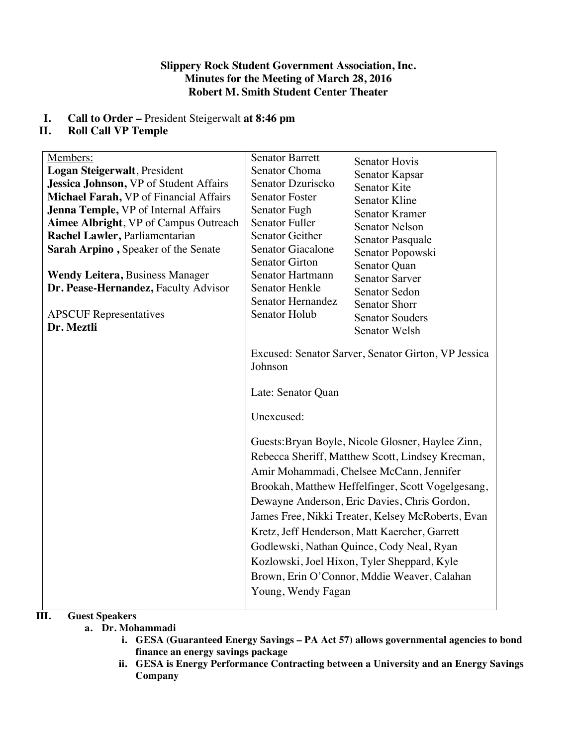**Slippery Rock Student Government Association, Inc.**
**Minutes for the Meeting of March 28, 2016**
**Robert M. Smith Student Center Theater**

I. **Call to Order –** President Steigerwalt **at 8:46 pm**
II. **Roll Call VP Temple**

| Members: | | |
|---|---|---|
| **Logan Steigerwalt**, President<br>**Jessica Johnson,** VP of Student Affairs<br>**Michael Farah,** VP of Financial Affairs<br>**Jenna Temple,** VP of Internal Affairs<br>**Aimee Albright**, VP of Campus Outreach<br>**Rachel Lawler,** Parliamentarian<br>**Sarah Arpino ,** Speaker of the Senate<br><br>**Wendy Leitera,** Business Manager<br>**Dr. Pease-Hernandez,** Faculty Advisor<br><br>APSCUF Representatives<br>**Dr. Meztli** | Senator Barrett<br>Senator Choma<br>Senator Dzuriscko<br>Senator Foster<br>Senator Fugh<br>Senator Fuller<br>Senator Geither<br>Senator Giacalone<br>Senator Girton<br>Senator Hartmann<br>Senator Henkle<br>Senator Hernandez<br>Senator Holub | Senator Hovis<br>Senator Kapsar<br>Senator Kite<br>Senator Kline<br>Senator Kramer<br>Senator Nelson<br>Senator Pasquale<br>Senator Popowski<br>Senator Quan<br>Senator Sarver<br>Senator Sedon<br>Senator Shorr<br>Senator Souders<br>Senator Welsh |
| | Excused: Senator Sarver, Senator Girton, VP Jessica Johnson<br><br>Late: Senator Quan<br><br>Unexcused:<br><br>Guests:Bryan Boyle, Nicole Glosner, Haylee Zinn, Rebecca Sheriff, Matthew Scott, Lindsey Krecman, Amir Mohammadi, Chelsee McCann, Jennifer Brookah, Matthew Heffelfinger, Scott Vogelgesang, Dewayne Anderson, Eric Davies, Chris Gordon, James Free, Nikki Treater, Kelsey McRoberts, Evan Kretz, Jeff Henderson, Matt Kaercher, Garrett Godlewski, Nathan Quince, Cody Neal, Ryan Kozlowski, Joel Hixon, Tyler Sheppard, Kyle Brown, Erin O'Connor, Mddie Weaver, Calahan Young, Wendy Fagan | |

III. **Guest Speakers**

a. **Dr. Mohammadi**

i. **GESA (Guaranteed Energy Savings – PA Act 57) allows governmental agencies to bond finance an energy savings package**

ii. **GESA is Energy Performance Contracting between a University and an Energy Savings Company**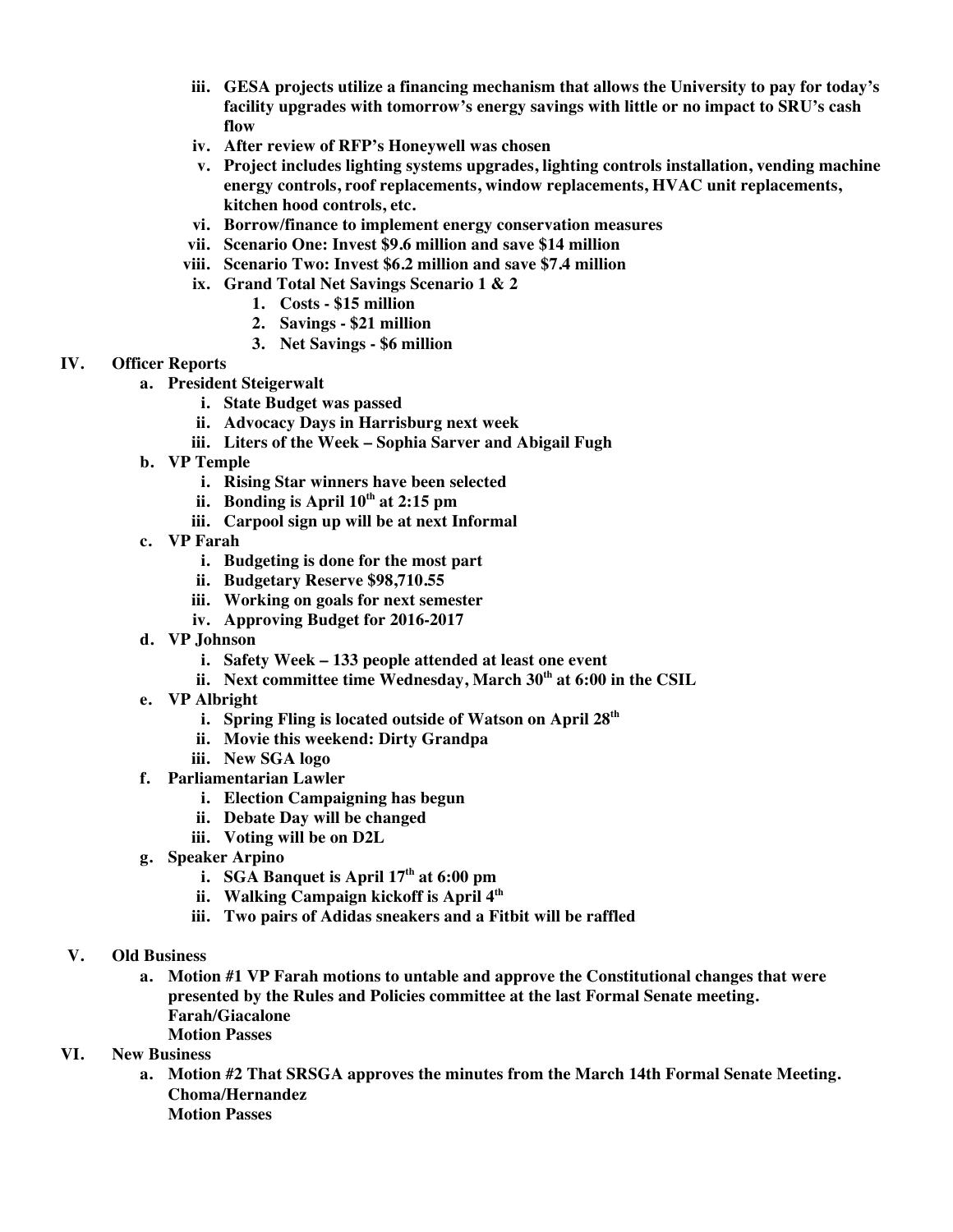iii. **GESA projects utilize a financing mechanism that allows the University to pay for today's facility upgrades with tomorrow's energy savings with little or no impact to SRU's cash flow**
iv. **After review of RFP's Honeywell was chosen**
v. **Project includes lighting systems upgrades, lighting controls installation, vending machine energy controls, roof replacements, window replacements, HVAC unit replacements, kitchen hood controls, etc.**
vi. **Borrow/finance to implement energy conservation measures**
vii. **Scenario One: Invest $9.6 million and save $14 million**
viii. **Scenario Two: Invest $6.2 million and save $7.4 million**
ix. **Grand Total Net Savings Scenario 1 & 2**
   1. **Costs - $15 million**
   2. **Savings - $21 million**
   3. **Net Savings - $6 million**

**IV. Officer Reports**

a. **President Steigerwalt**
   i. **State Budget was passed**
   ii. **Advocacy Days in Harrisburg next week**
   iii. **Liters of the Week – Sophia Sarver and Abigail Fugh**

b. **VP Temple**
   i. **Rising Star winners have been selected**
   ii. **Bonding is April 10th at 2:15 pm**
   iii. **Carpool sign up will be at next Informal**

c. **VP Farah**
   i. **Budgeting is done for the most part**
   ii. **Budgetary Reserve $98,710.55**
   iii. **Working on goals for next semester**
   iv. **Approving Budget for 2016-2017**

d. **VP Johnson**
   i. **Safety Week – 133 people attended at least one event**
   ii. **Next committee time Wednesday, March 30th at 6:00 in the CSIL**

e. **VP Albright**
   i. **Spring Fling is located outside of Watson on April 28th**
   ii. **Movie this weekend: Dirty Grandpa**
   iii. **New SGA logo**

f. **Parliamentarian Lawler**
   i. **Election Campaigning has begun**
   ii. **Debate Day will be changed**
   iii. **Voting will be on D2L**

g. **Speaker Arpino**
   i. **SGA Banquet is April 17th at 6:00 pm**
   ii. **Walking Campaign kickoff is April 4th**
   iii. **Two pairs of Adidas sneakers and a Fitbit will be raffled**

**V. Old Business**

a. **Motion #1 VP Farah motions to untable and approve the Constitutional changes that were presented by the Rules and Policies committee at the last Formal Senate meeting.**
   **Farah/Giacalone**
   **Motion Passes**

**VI. New Business**

a. **Motion #2 That SRSGA approves the minutes from the March 14th Formal Senate Meeting.**
   **Choma/Hernandez**
   **Motion Passes**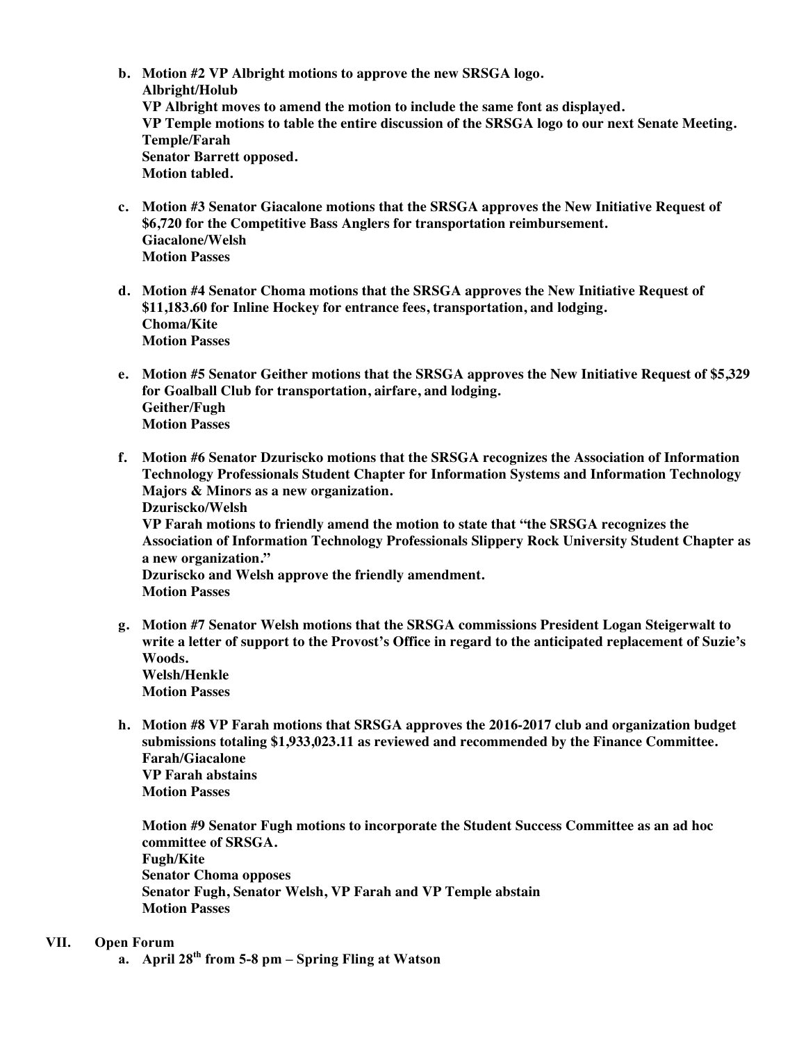**b. Motion #2 VP Albright motions to approve the new SRSGA logo.**
**Albright/Holub**
**VP Albright moves to amend the motion to include the same font as displayed.**
**VP Temple motions to table the entire discussion of the SRSGA logo to our next Senate Meeting.**
**Temple/Farah**
**Senator Barrett opposed.**
**Motion tabled.**

**c. Motion #3 Senator Giacalone motions that the SRSGA approves the New Initiative Request of $6,720 for the Competitive Bass Anglers for transportation reimbursement.**
**Giacalone/Welsh**
**Motion Passes**

**d. Motion #4 Senator Choma motions that the SRSGA approves the New Initiative Request of $11,183.60 for Inline Hockey for entrance fees, transportation, and lodging.**
**Choma/Kite**
**Motion Passes**

**e. Motion #5 Senator Geither motions that the SRSGA approves the New Initiative Request of $5,329 for Goalball Club for transportation, airfare, and lodging.**
**Geither/Fugh**
**Motion Passes**

**f. Motion #6 Senator Dzuriscko motions that the SRSGA recognizes the Association of Information Technology Professionals Student Chapter for Information Systems and Information Technology Majors & Minors as a new organization.**
**Dzuriscko/Welsh**
**VP Farah motions to friendly amend the motion to state that "the SRSGA recognizes the Association of Information Technology Professionals Slippery Rock University Student Chapter as a new organization."**
**Dzuriscko and Welsh approve the friendly amendment.**
**Motion Passes**

**g. Motion #7 Senator Welsh motions that the SRSGA commissions President Logan Steigerwalt to write a letter of support to the Provost's Office in regard to the anticipated replacement of Suzie's Woods.**
**Welsh/Henkle**
**Motion Passes**

**h. Motion #8 VP Farah motions that SRSGA approves the 2016-2017 club and organization budget submissions totaling $1,933,023.11 as reviewed and recommended by the Finance Committee.**
**Farah/Giacalone**
**VP Farah abstains**
**Motion Passes**

**Motion #9 Senator Fugh motions to incorporate the Student Success Committee as an ad hoc committee of SRSGA.**
**Fugh/Kite**
**Senator Choma opposes**
**Senator Fugh, Senator Welsh, VP Farah and VP Temple abstain**
**Motion Passes**

**VII. Open Forum**

**a. April 28th from 5-8 pm – Spring Fling at Watson**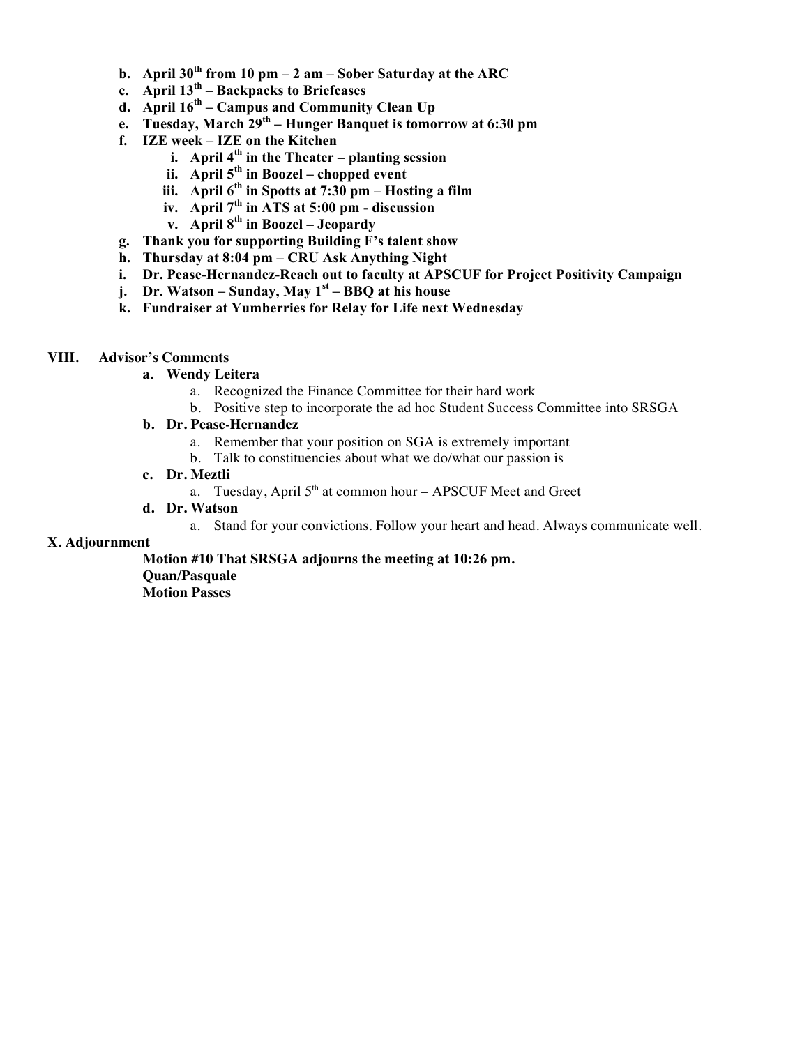- **b. April 30th from 10 pm – 2 am – Sober Saturday at the ARC**
- **c. April 13th – Backpacks to Briefcases**
- **d. April 16th – Campus and Community Clean Up**
- **e. Tuesday, March 29th – Hunger Banquet is tomorrow at 6:30 pm**
- **f. IZE week – IZE on the Kitchen**
  - **i. April 4th in the Theater – planting session**
  - **ii. April 5th in Boozel – chopped event**
  - **iii. April 6th in Spotts at 7:30 pm – Hosting a film**
  - **iv. April 7th in ATS at 5:00 pm - discussion**
  - **v. April 8th in Boozel – Jeopardy**
- **g. Thank you for supporting Building F's talent show**
- **h. Thursday at 8:04 pm – CRU Ask Anything Night**
- **i. Dr. Pease-Hernandez-Reach out to faculty at APSCUF for Project Positivity Campaign**
- **j. Dr. Watson – Sunday, May 1st – BBQ at his house**
- **k. Fundraiser at Yumberries for Relay for Life next Wednesday**

## VIII. Advisor's Comments

- **a. Wendy Leitera**
  - a. Recognized the Finance Committee for their hard work
  - b. Positive step to incorporate the ad hoc Student Success Committee into SRSGA
- **b. Dr. Pease-Hernandez**
  - a. Remember that your position on SGA is extremely important
  - b. Talk to constituencies about what we do/what our passion is
- **c. Dr. Meztli**
  - a. Tuesday, April 5th at common hour – APSCUF Meet and Greet
- **d. Dr. Watson**
  - a. Stand for your convictions. Follow your heart and head. Always communicate well.

## X. Adjournment

**Motion #10 That SRSGA adjourns the meeting at 10:26 pm.**
**Quan/Pasquale**
**Motion Passes**